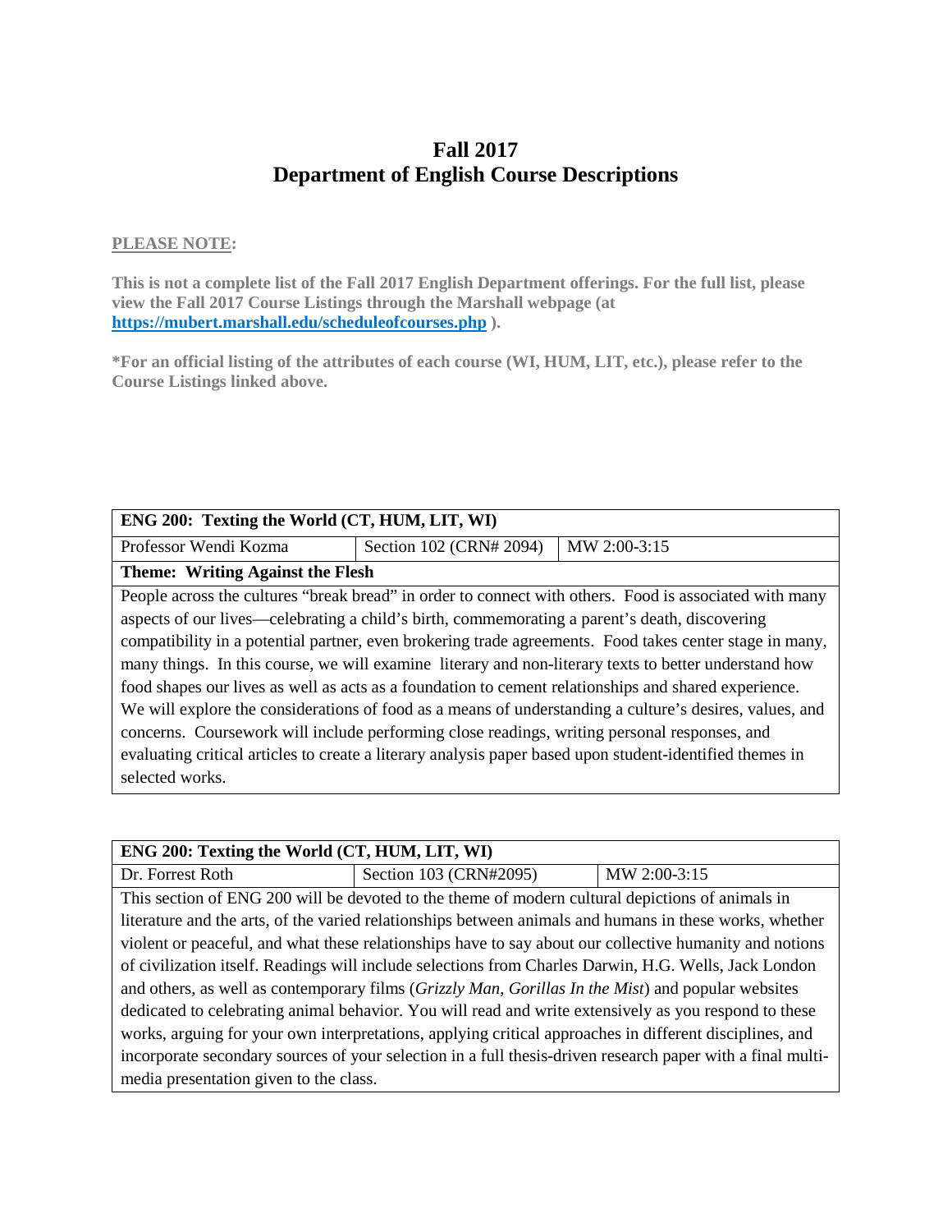# Fall 2017
# Department of English Course Descriptions

**PLEASE NOTE:**

**This is not a complete list of the Fall 2017 English Department offerings. For the full list, please view the Fall 2017 Course Listings through the Marshall webpage (at [https://mubert.marshall.edu/scheduleofcourses.php](https://mubert.marshall.edu/scheduleofcourses.php) ).**

**\*For an official listing of the attributes of each course (WI, HUM, LIT, etc.), please refer to the Course Listings linked above.**

| **ENG 200: Texting the World (CT, HUM, LIT, WI)** | | |
|---|---|---|
| Professor Wendi Kozma | Section 102 (CRN# 2094) | MW 2:00-3:15 |
| **Theme: Writing Against the Flesh** | | |
| People across the cultures "break bread" in order to connect with others. Food is associated with many aspects of our lives—celebrating a child's birth, commemorating a parent's death, discovering compatibility in a potential partner, even brokering trade agreements. Food takes center stage in many, many things. In this course, we will examine literary and non-literary texts to better understand how food shapes our lives as well as acts as a foundation to cement relationships and shared experience. We will explore the considerations of food as a means of understanding a culture's desires, values, and concerns. Coursework will include performing close readings, writing personal responses, and evaluating critical articles to create a literary analysis paper based upon student-identified themes in selected works. | | |

| **ENG 200: Texting the World (CT, HUM, LIT, WI)** | | |
|---|---|---|
| Dr. Forrest Roth | Section 103 (CRN#2095) | MW 2:00-3:15 |
| This section of ENG 200 will be devoted to the theme of modern cultural depictions of animals in literature and the arts, of the varied relationships between animals and humans in these works, whether violent or peaceful, and what these relationships have to say about our collective humanity and notions of civilization itself. Readings will include selections from Charles Darwin, H.G. Wells, Jack London and others, as well as contemporary films (*Grizzly Man*, *Gorillas In the Mist*) and popular websites dedicated to celebrating animal behavior. You will read and write extensively as you respond to these works, arguing for your own interpretations, applying critical approaches in different disciplines, and incorporate secondary sources of your selection in a full thesis-driven research paper with a final multi-media presentation given to the class. | | |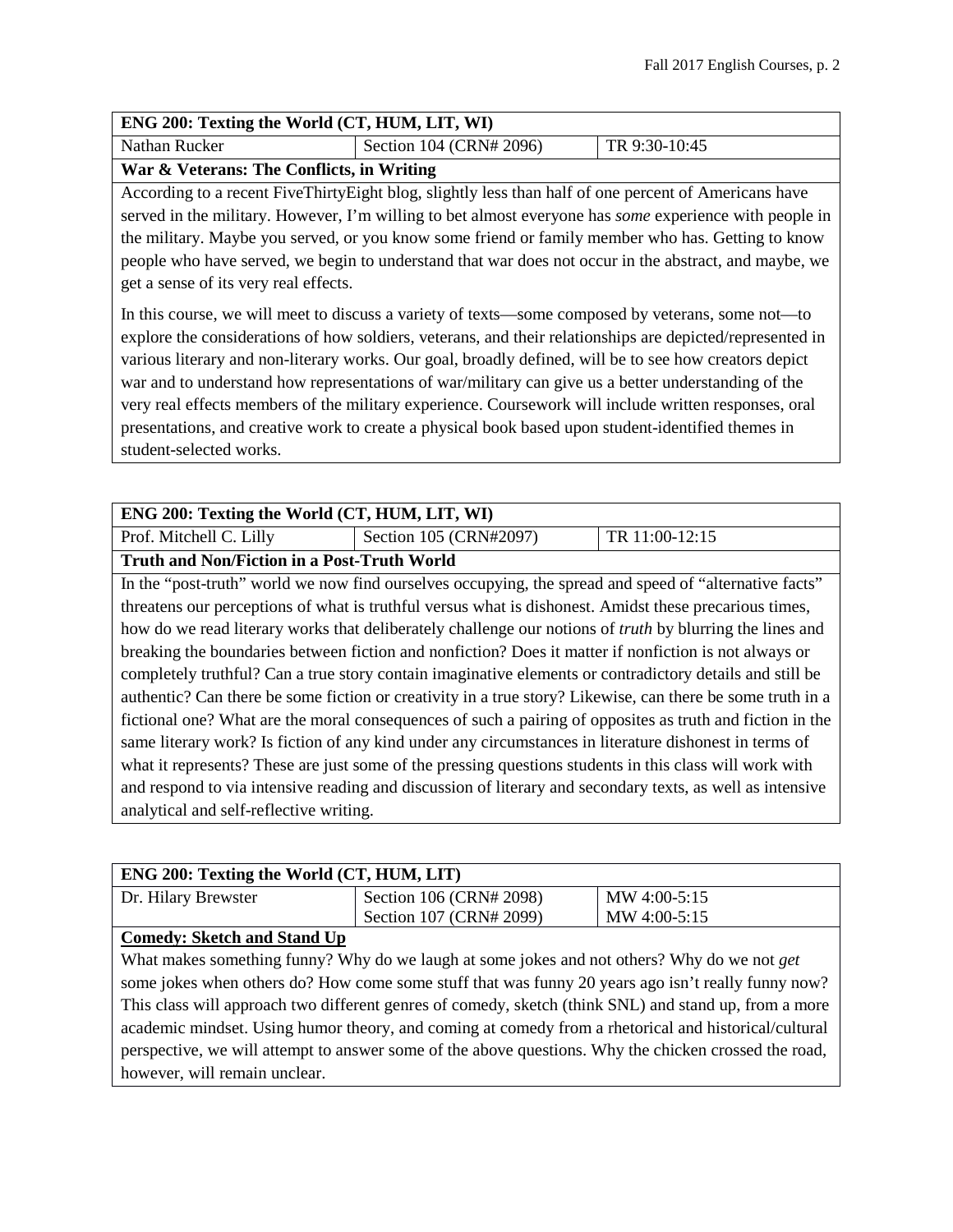| ENG 200: Texting the World (CT, HUM, LIT, WI) | | |
|---|---|---|
| Nathan Rucker | Section 104 (CRN# 2096) | TR 9:30-10:45 |

**War & Veterans: The Conflicts, in Writing**

According to a recent FiveThirtyEight blog, slightly less than half of one percent of Americans have served in the military. However, I'm willing to bet almost everyone has *some* experience with people in the military. Maybe you served, or you know some friend or family member who has. Getting to know people who have served, we begin to understand that war does not occur in the abstract, and maybe, we get a sense of its very real effects.

In this course, we will meet to discuss a variety of texts—some composed by veterans, some not—to explore the considerations of how soldiers, veterans, and their relationships are depicted/represented in various literary and non-literary works. Our goal, broadly defined, will be to see how creators depict war and to understand how representations of war/military can give us a better understanding of the very real effects members of the military experience. Coursework will include written responses, oral presentations, and creative work to create a physical book based upon student-identified themes in student-selected works.

| ENG 200: Texting the World (CT, HUM, LIT, WI) | | |
|---|---|---|
| Prof. Mitchell C. Lilly | Section 105 (CRN#2097) | TR 11:00-12:15 |

**Truth and Non/Fiction in a Post-Truth World**

In the "post-truth" world we now find ourselves occupying, the spread and speed of "alternative facts" threatens our perceptions of what is truthful versus what is dishonest. Amidst these precarious times, how do we read literary works that deliberately challenge our notions of *truth* by blurring the lines and breaking the boundaries between fiction and nonfiction? Does it matter if nonfiction is not always or completely truthful? Can a true story contain imaginative elements or contradictory details and still be authentic? Can there be some fiction or creativity in a true story? Likewise, can there be some truth in a fictional one? What are the moral consequences of such a pairing of opposites as truth and fiction in the same literary work? Is fiction of any kind under any circumstances in literature dishonest in terms of what it represents? These are just some of the pressing questions students in this class will work with and respond to via intensive reading and discussion of literary and secondary texts, as well as intensive analytical and self-reflective writing.

| ENG 200: Texting the World (CT, HUM, LIT) | | |
|---|---|---|
| Dr. Hilary Brewster | Section 106 (CRN# 2098)<br>Section 107 (CRN# 2099) | MW 4:00-5:15<br>MW 4:00-5:15 |

**Comedy: Sketch and Stand Up**

What makes something funny? Why do we laugh at some jokes and not others? Why do we not *get* some jokes when others do? How come some stuff that was funny 20 years ago isn't really funny now? This class will approach two different genres of comedy, sketch (think SNL) and stand up, from a more academic mindset. Using humor theory, and coming at comedy from a rhetorical and historical/cultural perspective, we will attempt to answer some of the above questions. Why the chicken crossed the road, however, will remain unclear.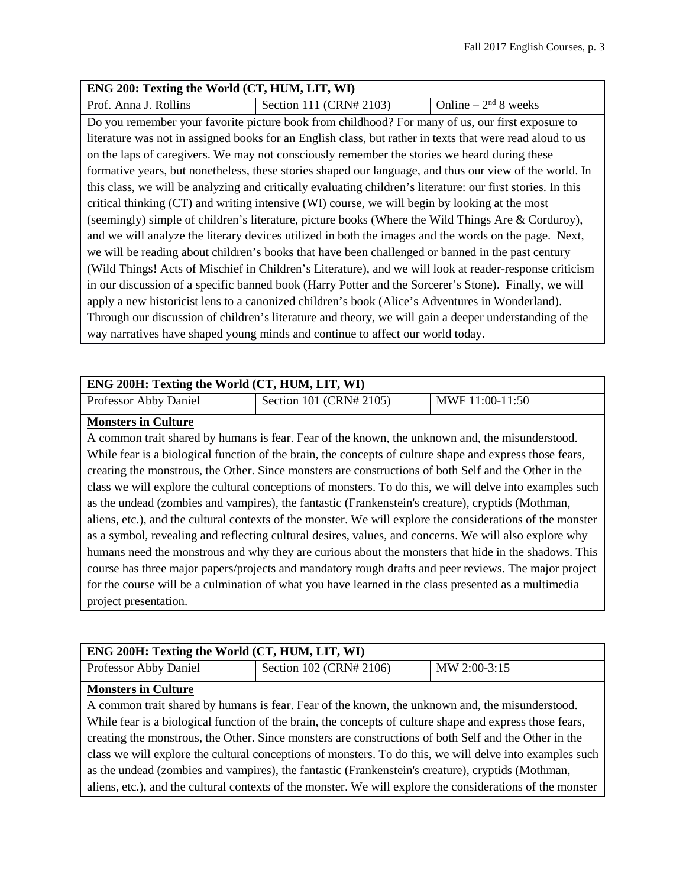| ENG 200: Texting the World (CT, HUM, LIT, WI) | | |
| --- | --- | --- |
| Prof. Anna J. Rollins | Section 111 (CRN# 2103) | Online – 2nd 8 weeks |

Do you remember your favorite picture book from childhood? For many of us, our first exposure to literature was not in assigned books for an English class, but rather in texts that were read aloud to us on the laps of caregivers. We may not consciously remember the stories we heard during these formative years, but nonetheless, these stories shaped our language, and thus our view of the world. In this class, we will be analyzing and critically evaluating children's literature: our first stories. In this critical thinking (CT) and writing intensive (WI) course, we will begin by looking at the most (seemingly) simple of children's literature, picture books (Where the Wild Things Are & Corduroy), and we will analyze the literary devices utilized in both the images and the words on the page. Next, we will be reading about children's books that have been challenged or banned in the past century (Wild Things! Acts of Mischief in Children's Literature), and we will look at reader-response criticism in our discussion of a specific banned book (Harry Potter and the Sorcerer's Stone). Finally, we will apply a new historicist lens to a canonized children's book (Alice's Adventures in Wonderland). Through our discussion of children's literature and theory, we will gain a deeper understanding of the way narratives have shaped young minds and continue to affect our world today.

| ENG 200H: Texting the World (CT, HUM, LIT, WI) | | |
| --- | --- | --- |
| Professor Abby Daniel | Section 101 (CRN# 2105) | MWF 11:00-11:50 |

**Monsters in Culture**

A common trait shared by humans is fear. Fear of the known, the unknown and, the misunderstood. While fear is a biological function of the brain, the concepts of culture shape and express those fears, creating the monstrous, the Other. Since monsters are constructions of both Self and the Other in the class we will explore the cultural conceptions of monsters. To do this, we will delve into examples such as the undead (zombies and vampires), the fantastic (Frankenstein's creature), cryptids (Mothman, aliens, etc.), and the cultural contexts of the monster. We will explore the considerations of the monster as a symbol, revealing and reflecting cultural desires, values, and concerns. We will also explore why humans need the monstrous and why they are curious about the monsters that hide in the shadows. This course has three major papers/projects and mandatory rough drafts and peer reviews. The major project for the course will be a culmination of what you have learned in the class presented as a multimedia project presentation.

| ENG 200H: Texting the World (CT, HUM, LIT, WI) | | |
| --- | --- | --- |
| Professor Abby Daniel | Section 102 (CRN# 2106) | MW 2:00-3:15 |

**Monsters in Culture**

A common trait shared by humans is fear. Fear of the known, the unknown and, the misunderstood. While fear is a biological function of the brain, the concepts of culture shape and express those fears, creating the monstrous, the Other. Since monsters are constructions of both Self and the Other in the class we will explore the cultural conceptions of monsters. To do this, we will delve into examples such as the undead (zombies and vampires), the fantastic (Frankenstein's creature), cryptids (Mothman, aliens, etc.), and the cultural contexts of the monster. We will explore the considerations of the monster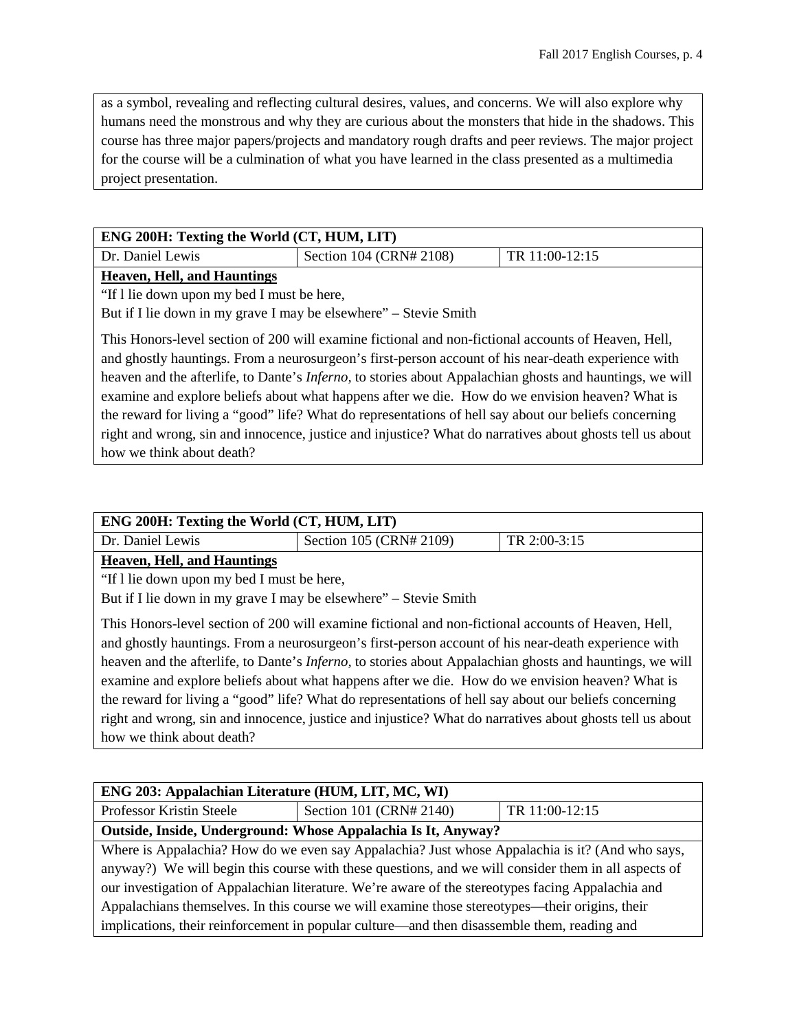as a symbol, revealing and reflecting cultural desires, values, and concerns. We will also explore why humans need the monstrous and why they are curious about the monsters that hide in the shadows. This course has three major papers/projects and mandatory rough drafts and peer reviews. The major project for the course will be a culmination of what you have learned in the class presented as a multimedia project presentation.

| **ENG 200H: Texting the World (CT, HUM, LIT)** | | |
|---|---|---|
| Dr. Daniel Lewis | Section 104 (CRN# 2108) | TR 11:00-12:15 |

**Heaven, Hell, and Hauntings**

"If l lie down upon my bed I must be here,
But if I lie down in my grave I may be elsewhere" – Stevie Smith

This Honors-level section of 200 will examine fictional and non-fictional accounts of Heaven, Hell, and ghostly hauntings. From a neurosurgeon's first-person account of his near-death experience with heaven and the afterlife, to Dante's *Inferno,* to stories about Appalachian ghosts and hauntings, we will examine and explore beliefs about what happens after we die. How do we envision heaven? What is the reward for living a "good" life? What do representations of hell say about our beliefs concerning right and wrong, sin and innocence, justice and injustice? What do narratives about ghosts tell us about how we think about death?

| **ENG 200H: Texting the World (CT, HUM, LIT)** | | |
|---|---|---|
| Dr. Daniel Lewis | Section 105 (CRN# 2109) | TR 2:00-3:15 |

**Heaven, Hell, and Hauntings**

"If l lie down upon my bed I must be here,
But if I lie down in my grave I may be elsewhere" – Stevie Smith

This Honors-level section of 200 will examine fictional and non-fictional accounts of Heaven, Hell, and ghostly hauntings. From a neurosurgeon's first-person account of his near-death experience with heaven and the afterlife, to Dante's *Inferno,* to stories about Appalachian ghosts and hauntings, we will examine and explore beliefs about what happens after we die. How do we envision heaven? What is the reward for living a "good" life? What do representations of hell say about our beliefs concerning right and wrong, sin and innocence, justice and injustice? What do narratives about ghosts tell us about how we think about death?

| **ENG 203: Appalachian Literature (HUM, LIT, MC, WI)** | | |
|---|---|---|
| Professor Kristin Steele | Section 101 (CRN# 2140) | TR 11:00-12:15 |

**Outside, Inside, Underground: Whose Appalachia Is It, Anyway?**

Where is Appalachia? How do we even say Appalachia? Just whose Appalachia is it? (And who says, anyway?) We will begin this course with these questions, and we will consider them in all aspects of our investigation of Appalachian literature. We're aware of the stereotypes facing Appalachia and Appalachians themselves. In this course we will examine those stereotypes—their origins, their implications, their reinforcement in popular culture—and then disassemble them, reading and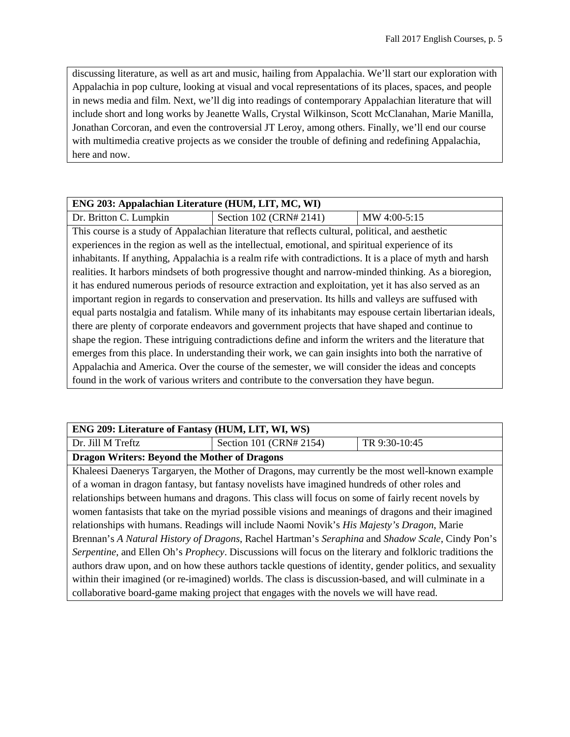discussing literature, as well as art and music, hailing from Appalachia. We'll start our exploration with Appalachia in pop culture, looking at visual and vocal representations of its places, spaces, and people in news media and film. Next, we'll dig into readings of contemporary Appalachian literature that will include short and long works by Jeanette Walls, Crystal Wilkinson, Scott McClanahan, Marie Manilla, Jonathan Corcoran, and even the controversial JT Leroy, among others. Finally, we'll end our course with multimedia creative projects as we consider the trouble of defining and redefining Appalachia, here and now.

| **ENG 203: Appalachian Literature (HUM, LIT, MC, WI)** | | |
|---|---|---|
| Dr. Britton C. Lumpkin | Section 102 (CRN# 2141) | MW 4:00-5:15 |

This course is a study of Appalachian literature that reflects cultural, political, and aesthetic experiences in the region as well as the intellectual, emotional, and spiritual experience of its inhabitants. If anything, Appalachia is a realm rife with contradictions. It is a place of myth and harsh realities. It harbors mindsets of both progressive thought and narrow-minded thinking. As a bioregion, it has endured numerous periods of resource extraction and exploitation, yet it has also served as an important region in regards to conservation and preservation. Its hills and valleys are suffused with equal parts nostalgia and fatalism. While many of its inhabitants may espouse certain libertarian ideals, there are plenty of corporate endeavors and government projects that have shaped and continue to shape the region. These intriguing contradictions define and inform the writers and the literature that emerges from this place. In understanding their work, we can gain insights into both the narrative of Appalachia and America. Over the course of the semester, we will consider the ideas and concepts found in the work of various writers and contribute to the conversation they have begun.

| **ENG 209: Literature of Fantasy (HUM, LIT, WI, WS)** | | |
|---|---|---|
| Dr. Jill M Treftz | Section 101 (CRN# 2154) | TR 9:30-10:45 |

**Dragon Writers: Beyond the Mother of Dragons**

Khaleesi Daenerys Targaryen, the Mother of Dragons, may currently be the most well-known example of a woman in dragon fantasy, but fantasy novelists have imagined hundreds of other roles and relationships between humans and dragons. This class will focus on some of fairly recent novels by women fantasists that take on the myriad possible visions and meanings of dragons and their imagined relationships with humans. Readings will include Naomi Novik's *His Majesty's Dragon*, Marie Brennan's *A Natural History of Dragons*, Rachel Hartman's *Seraphina* and *Shadow Scale*, Cindy Pon's *Serpentine*, and Ellen Oh's *Prophecy*. Discussions will focus on the literary and folkloric traditions the authors draw upon, and on how these authors tackle questions of identity, gender politics, and sexuality within their imagined (or re-imagined) worlds. The class is discussion-based, and will culminate in a collaborative board-game making project that engages with the novels we will have read.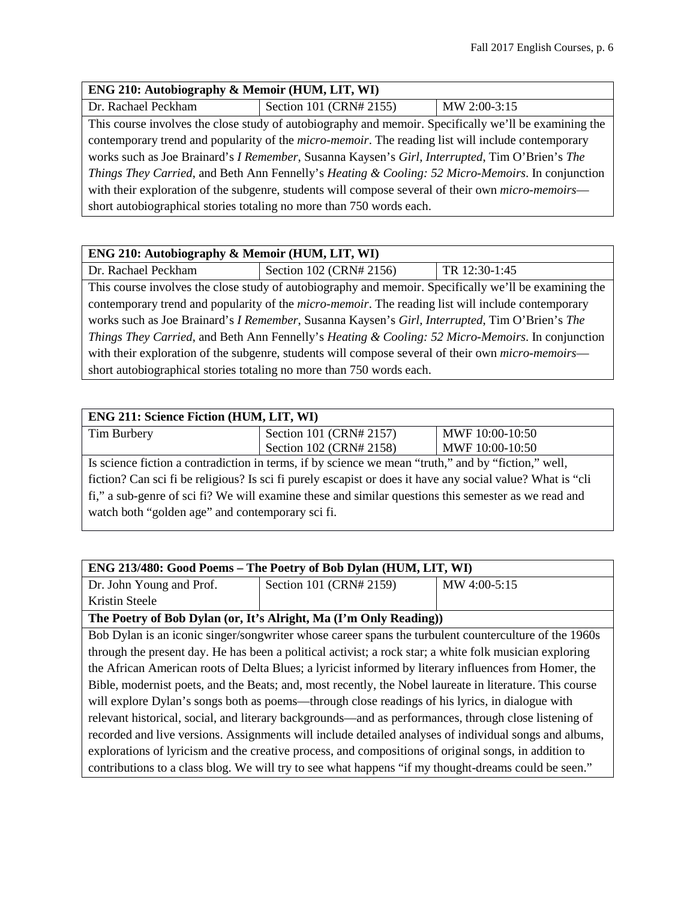| ENG 210: Autobiography & Memoir (HUM, LIT, WI) | | |
|---|---|---|
| Dr. Rachael Peckham | Section 101 (CRN# 2155) | MW 2:00-3:15 |

This course involves the close study of autobiography and memoir. Specifically we'll be examining the contemporary trend and popularity of the *micro-memoir*. The reading list will include contemporary works such as Joe Brainard's *I Remember*, Susanna Kaysen's *Girl, Interrupted*, Tim O'Brien's *The Things They Carried*, and Beth Ann Fennelly's *Heating & Cooling: 52 Micro-Memoirs*. In conjunction with their exploration of the subgenre, students will compose several of their own *micro-memoirs*—short autobiographical stories totaling no more than 750 words each.

| ENG 210: Autobiography & Memoir (HUM, LIT, WI) | | |
|---|---|---|
| Dr. Rachael Peckham | Section 102 (CRN# 2156) | TR 12:30-1:45 |

This course involves the close study of autobiography and memoir. Specifically we'll be examining the contemporary trend and popularity of the *micro-memoir*. The reading list will include contemporary works such as Joe Brainard's *I Remember*, Susanna Kaysen's *Girl, Interrupted*, Tim O'Brien's *The Things They Carried*, and Beth Ann Fennelly's *Heating & Cooling: 52 Micro-Memoirs*. In conjunction with their exploration of the subgenre, students will compose several of their own *micro-memoirs*—short autobiographical stories totaling no more than 750 words each.

| ENG 211: Science Fiction (HUM, LIT, WI) | | |
|---|---|---|
| Tim Burbery | Section 101 (CRN# 2157)<br>Section 102 (CRN# 2158) | MWF 10:00-10:50<br>MWF 10:00-10:50 |

Is science fiction a contradiction in terms, if by science we mean "truth," and by "fiction," well, fiction? Can sci fi be religious? Is sci fi purely escapist or does it have any social value? What is "cli fi," a sub-genre of sci fi? We will examine these and similar questions this semester as we read and watch both "golden age" and contemporary sci fi.

| ENG 213/480: Good Poems – The Poetry of Bob Dylan (HUM, LIT, WI) | | |
|---|---|---|
| Dr. John Young and Prof. Kristin Steele | Section 101 (CRN# 2159) | MW 4:00-5:15 |

**The Poetry of Bob Dylan (or, It's Alright, Ma (I'm Only Reading))**

Bob Dylan is an iconic singer/songwriter whose career spans the turbulent counterculture of the 1960s through the present day. He has been a political activist; a rock star; a white folk musician exploring the African American roots of Delta Blues; a lyricist informed by literary influences from Homer, the Bible, modernist poets, and the Beats; and, most recently, the Nobel laureate in literature. This course will explore Dylan's songs both as poems—through close readings of his lyrics, in dialogue with relevant historical, social, and literary backgrounds—and as performances, through close listening of recorded and live versions. Assignments will include detailed analyses of individual songs and albums, explorations of lyricism and the creative process, and compositions of original songs, in addition to contributions to a class blog. We will try to see what happens "if my thought-dreams could be seen."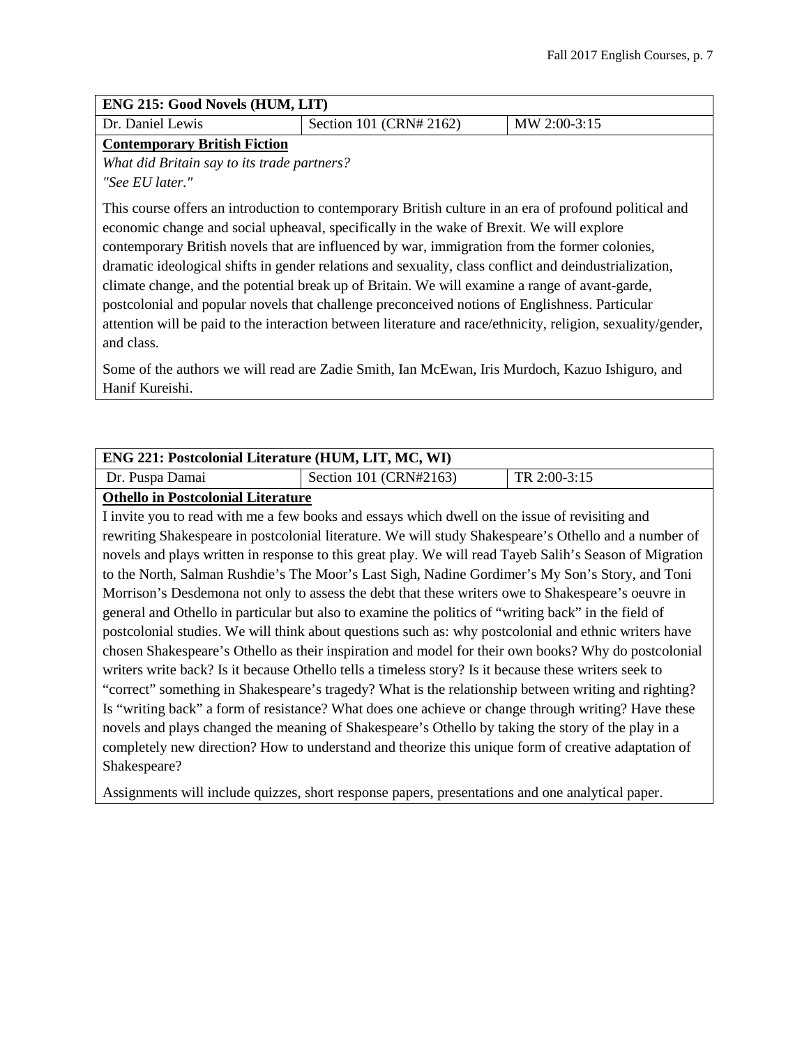| ENG 215: Good Novels (HUM, LIT) | | |
| --- | --- | --- |
| Dr. Daniel Lewis | Section 101 (CRN# 2162) | MW 2:00-3:15 |

**Contemporary British Fiction**

*What did Britain say to its trade partners?*
*"See EU later."*

This course offers an introduction to contemporary British culture in an era of profound political and economic change and social upheaval, specifically in the wake of Brexit. We will explore contemporary British novels that are influenced by war, immigration from the former colonies, dramatic ideological shifts in gender relations and sexuality, class conflict and deindustrialization, climate change, and the potential break up of Britain. We will examine a range of avant-garde, postcolonial and popular novels that challenge preconceived notions of Englishness. Particular attention will be paid to the interaction between literature and race/ethnicity, religion, sexuality/gender, and class.

Some of the authors we will read are Zadie Smith, Ian McEwan, Iris Murdoch, Kazuo Ishiguro, and Hanif Kureishi.

| ENG 221: Postcolonial Literature (HUM, LIT, MC, WI) | | |
| --- | --- | --- |
| Dr. Puspa Damai | Section 101 (CRN#2163) | TR 2:00-3:15 |

**Othello in Postcolonial Literature**

I invite you to read with me a few books and essays which dwell on the issue of revisiting and rewriting Shakespeare in postcolonial literature. We will study Shakespeare's Othello and a number of novels and plays written in response to this great play. We will read Tayeb Salih's Season of Migration to the North, Salman Rushdie's The Moor's Last Sigh, Nadine Gordimer's My Son's Story, and Toni Morrison's Desdemona not only to assess the debt that these writers owe to Shakespeare's oeuvre in general and Othello in particular but also to examine the politics of "writing back" in the field of postcolonial studies. We will think about questions such as: why postcolonial and ethnic writers have chosen Shakespeare's Othello as their inspiration and model for their own books? Why do postcolonial writers write back? Is it because Othello tells a timeless story? Is it because these writers seek to "correct" something in Shakespeare's tragedy? What is the relationship between writing and righting? Is "writing back" a form of resistance? What does one achieve or change through writing? Have these novels and plays changed the meaning of Shakespeare's Othello by taking the story of the play in a completely new direction? How to understand and theorize this unique form of creative adaptation of Shakespeare?

Assignments will include quizzes, short response papers, presentations and one analytical paper.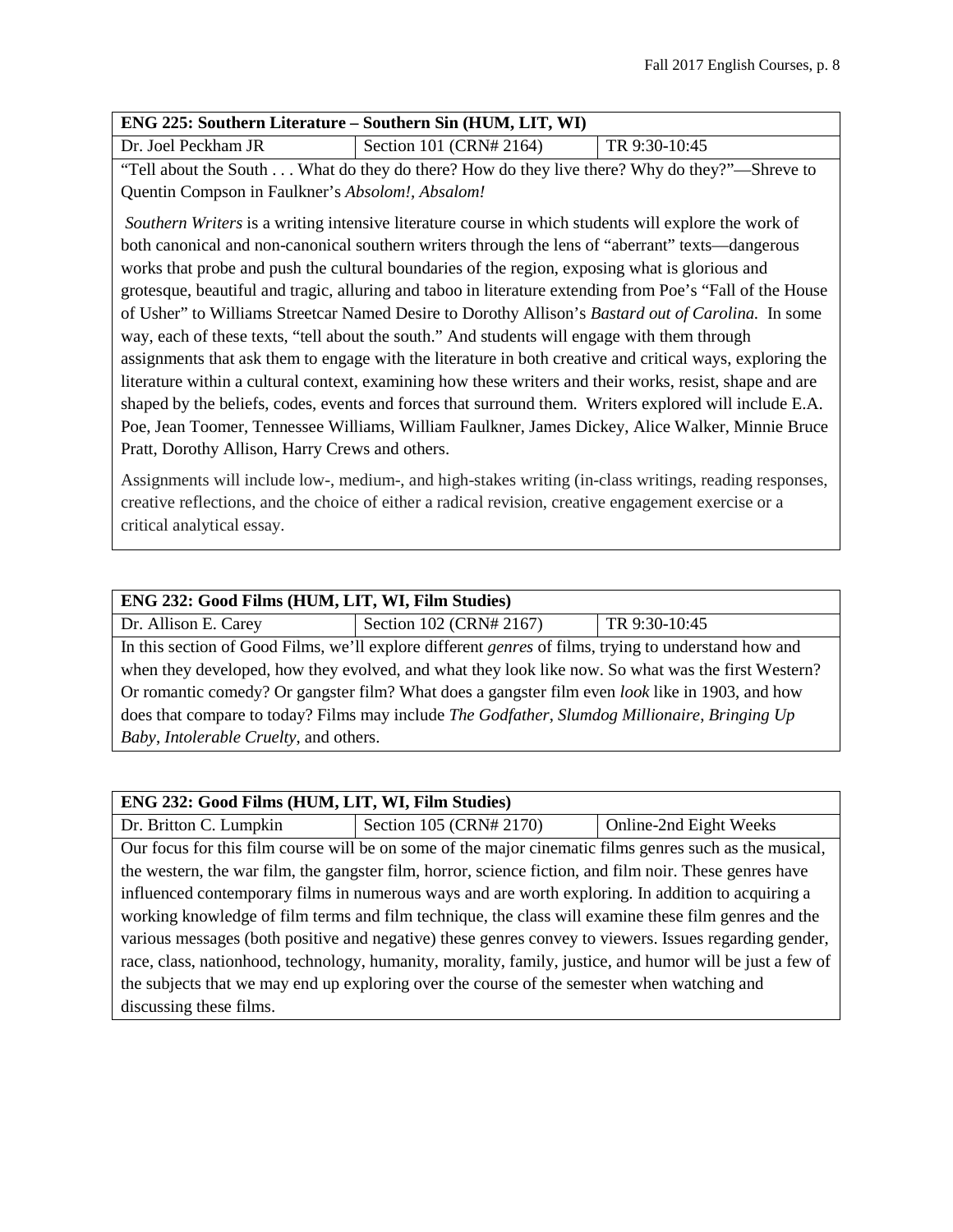## ENG 225: Southern Literature – Southern Sin (HUM, LIT, WI)

| Dr. Joel Peckham JR | Section 101 (CRN# 2164) | TR 9:30-10:45 |
|---|---|---|

"Tell about the South . . . What do they do there? How do they live there? Why do they?"—Shreve to Quentin Compson in Faulkner's *Absolom!, Absalom!*

*Southern Writers* is a writing intensive literature course in which students will explore the work of both canonical and non-canonical southern writers through the lens of "aberrant" texts—dangerous works that probe and push the cultural boundaries of the region, exposing what is glorious and grotesque, beautiful and tragic, alluring and taboo in literature extending from Poe's "Fall of the House of Usher" to Williams Streetcar Named Desire to Dorothy Allison's *Bastard out of Carolina.* In some way, each of these texts, "tell about the south." And students will engage with them through assignments that ask them to engage with the literature in both creative and critical ways, exploring the literature within a cultural context, examining how these writers and their works, resist, shape and are shaped by the beliefs, codes, events and forces that surround them. Writers explored will include E.A. Poe, Jean Toomer, Tennessee Williams, William Faulkner, James Dickey, Alice Walker, Minnie Bruce Pratt, Dorothy Allison, Harry Crews and others.

Assignments will include low-, medium-, and high-stakes writing (in-class writings, reading responses, creative reflections, and the choice of either a radical revision, creative engagement exercise or a critical analytical essay.

## ENG 232: Good Films (HUM, LIT, WI, Film Studies)

| Dr. Allison E. Carey | Section 102 (CRN# 2167) | TR 9:30-10:45 |
|---|---|---|

In this section of Good Films, we'll explore different *genres* of films, trying to understand how and when they developed, how they evolved, and what they look like now. So what was the first Western? Or romantic comedy? Or gangster film? What does a gangster film even *look* like in 1903, and how does that compare to today? Films may include *The Godfather*, *Slumdog Millionaire*, *Bringing Up Baby*, *Intolerable Cruelty*, and others.

## ENG 232: Good Films (HUM, LIT, WI, Film Studies)

| Dr. Britton C. Lumpkin | Section 105 (CRN# 2170) | Online-2nd Eight Weeks |
|---|---|---|

Our focus for this film course will be on some of the major cinematic films genres such as the musical, the western, the war film, the gangster film, horror, science fiction, and film noir. These genres have influenced contemporary films in numerous ways and are worth exploring. In addition to acquiring a working knowledge of film terms and film technique, the class will examine these film genres and the various messages (both positive and negative) these genres convey to viewers. Issues regarding gender, race, class, nationhood, technology, humanity, morality, family, justice, and humor will be just a few of the subjects that we may end up exploring over the course of the semester when watching and discussing these films.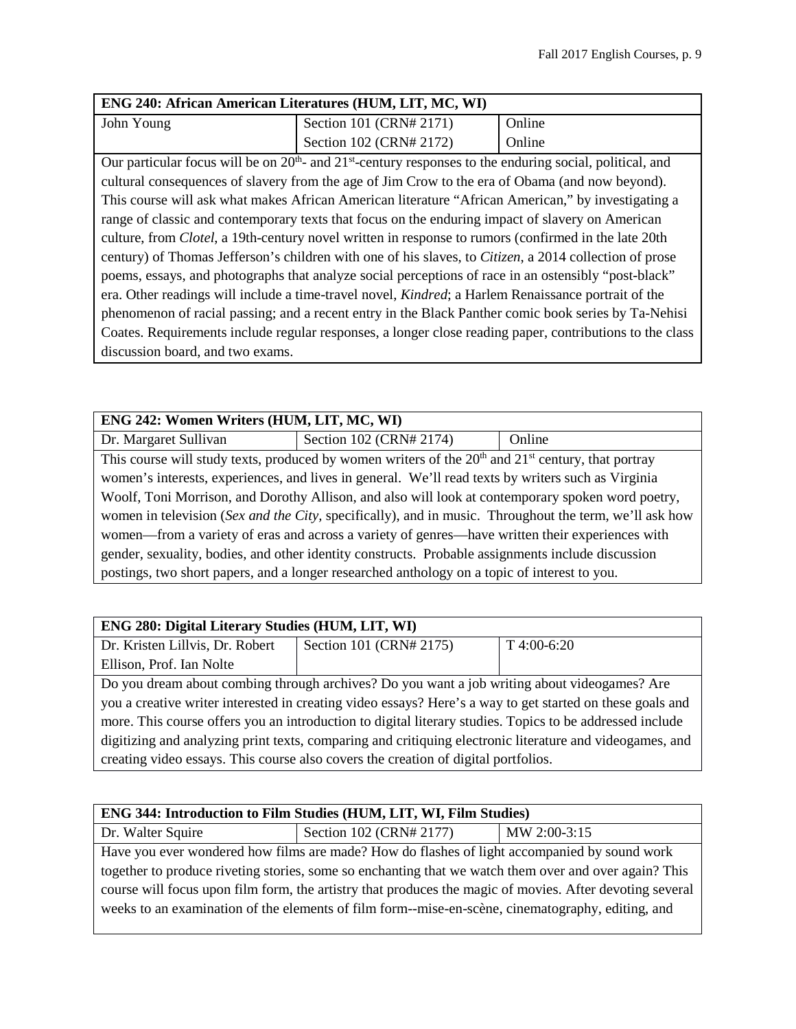| ENG 240: African American Literatures (HUM, LIT, MC, WI) | | |
| --- | --- | --- |
| John Young | Section 101 (CRN# 2171) | Online |
| | Section 102 (CRN# 2172) | Online |

Our particular focus will be on 20th- and 21st-century responses to the enduring social, political, and cultural consequences of slavery from the age of Jim Crow to the era of Obama (and now beyond). This course will ask what makes African American literature "African American," by investigating a range of classic and contemporary texts that focus on the enduring impact of slavery on American culture, from *Clotel*, a 19th-century novel written in response to rumors (confirmed in the late 20th century) of Thomas Jefferson's children with one of his slaves, to *Citizen*, a 2014 collection of prose poems, essays, and photographs that analyze social perceptions of race in an ostensibly "post-black" era. Other readings will include a time-travel novel, *Kindred*; a Harlem Renaissance portrait of the phenomenon of racial passing; and a recent entry in the Black Panther comic book series by Ta-Nehisi Coates. Requirements include regular responses, a longer close reading paper, contributions to the class discussion board, and two exams.

| ENG 242: Women Writers (HUM, LIT, MC, WI) | | |
| --- | --- | --- |
| Dr. Margaret Sullivan | Section 102 (CRN# 2174) | Online |

This course will study texts, produced by women writers of the 20th and 21st century, that portray women's interests, experiences, and lives in general. We'll read texts by writers such as Virginia Woolf, Toni Morrison, and Dorothy Allison, and also will look at contemporary spoken word poetry, women in television (*Sex and the City*, specifically), and in music. Throughout the term, we'll ask how women—from a variety of eras and across a variety of genres—have written their experiences with gender, sexuality, bodies, and other identity constructs. Probable assignments include discussion postings, two short papers, and a longer researched anthology on a topic of interest to you.

| ENG 280: Digital Literary Studies (HUM, LIT, WI) | | |
| --- | --- | --- |
| Dr. Kristen Lillvis, Dr. Robert Ellison, Prof. Ian Nolte | Section 101 (CRN# 2175) | T 4:00-6:20 |

Do you dream about combing through archives? Do you want a job writing about videogames? Are you a creative writer interested in creating video essays? Here's a way to get started on these goals and more. This course offers you an introduction to digital literary studies. Topics to be addressed include digitizing and analyzing print texts, comparing and critiquing electronic literature and videogames, and creating video essays. This course also covers the creation of digital portfolios.

| ENG 344: Introduction to Film Studies (HUM, LIT, WI, Film Studies) | | |
| --- | --- | --- |
| Dr. Walter Squire | Section 102 (CRN# 2177) | MW 2:00-3:15 |

Have you ever wondered how films are made? How do flashes of light accompanied by sound work together to produce riveting stories, some so enchanting that we watch them over and over again? This course will focus upon film form, the artistry that produces the magic of movies. After devoting several weeks to an examination of the elements of film form--mise-en-scène, cinematography, editing, and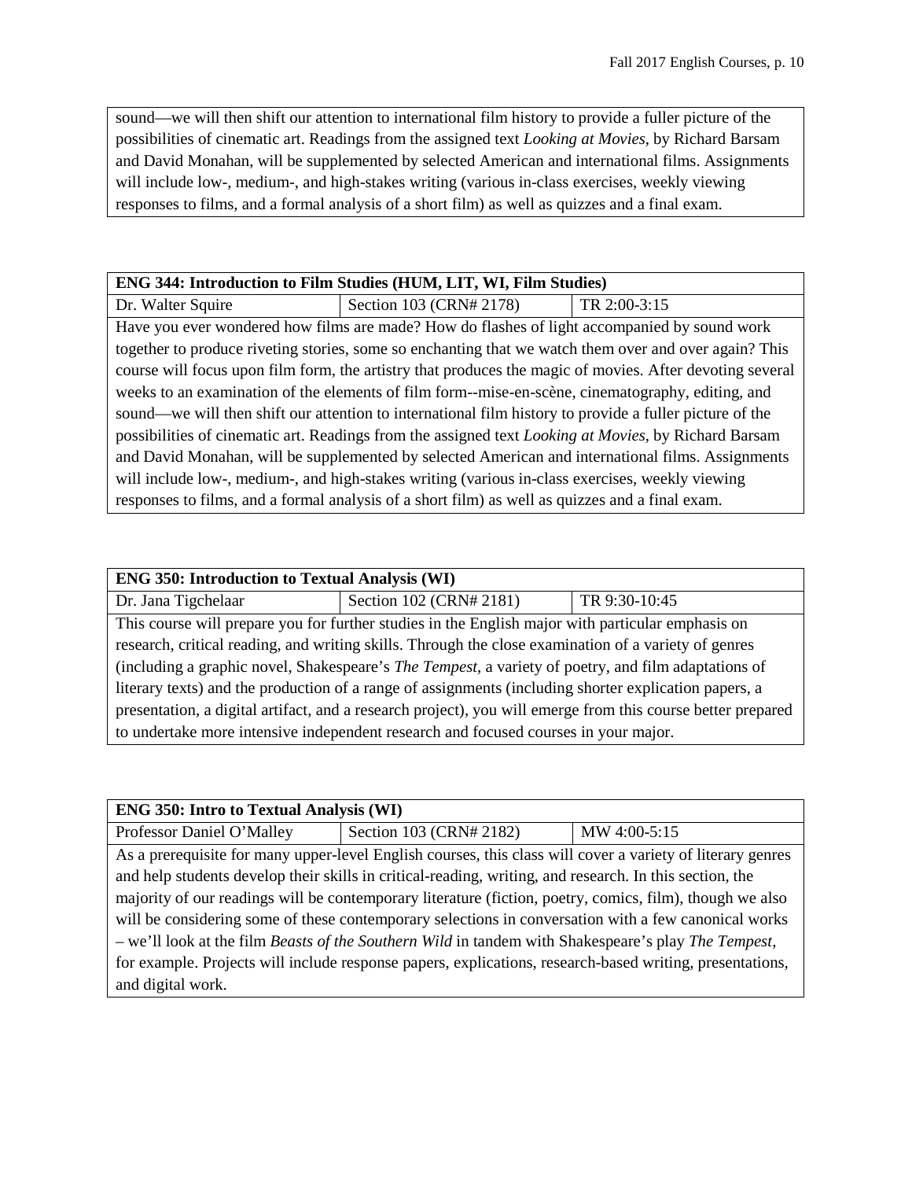sound—we will then shift our attention to international film history to provide a fuller picture of the possibilities of cinematic art. Readings from the assigned text *Looking at Movies*, by Richard Barsam and David Monahan, will be supplemented by selected American and international films. Assignments will include low-, medium-, and high-stakes writing (various in-class exercises, weekly viewing responses to films, and a formal analysis of a short film) as well as quizzes and a final exam.

| **ENG 344: Introduction to Film Studies (HUM, LIT, WI, Film Studies)** | | |
|---|---|---|
| Dr. Walter Squire | Section 103 (CRN# 2178) | TR 2:00-3:15 |
| Have you ever wondered how films are made? How do flashes of light accompanied by sound work together to produce riveting stories, some so enchanting that we watch them over and over again? This course will focus upon film form, the artistry that produces the magic of movies. After devoting several weeks to an examination of the elements of film form--mise-en-scène, cinematography, editing, and sound—we will then shift our attention to international film history to provide a fuller picture of the possibilities of cinematic art. Readings from the assigned text *Looking at Movies*, by Richard Barsam and David Monahan, will be supplemented by selected American and international films. Assignments will include low-, medium-, and high-stakes writing (various in-class exercises, weekly viewing responses to films, and a formal analysis of a short film) as well as quizzes and a final exam. | | |

| **ENG 350: Introduction to Textual Analysis (WI)** | | |
|---|---|---|
| Dr. Jana Tigchelaar | Section 102 (CRN# 2181) | TR 9:30-10:45 |
| This course will prepare you for further studies in the English major with particular emphasis on research, critical reading, and writing skills. Through the close examination of a variety of genres (including a graphic novel, Shakespeare's *The Tempest*, a variety of poetry, and film adaptations of literary texts) and the production of a range of assignments (including shorter explication papers, a presentation, a digital artifact, and a research project), you will emerge from this course better prepared to undertake more intensive independent research and focused courses in your major. | | |

| **ENG 350: Intro to Textual Analysis (WI)** | | |
|---|---|---|
| Professor Daniel O'Malley | Section 103 (CRN# 2182) | MW 4:00-5:15 |
| As a prerequisite for many upper-level English courses, this class will cover a variety of literary genres and help students develop their skills in critical-reading, writing, and research. In this section, the majority of our readings will be contemporary literature (fiction, poetry, comics, film), though we also will be considering some of these contemporary selections in conversation with a few canonical works – we'll look at the film *Beasts of the Southern Wild* in tandem with Shakespeare's play *The Tempest*, for example. Projects will include response papers, explications, research-based writing, presentations, and digital work. | | |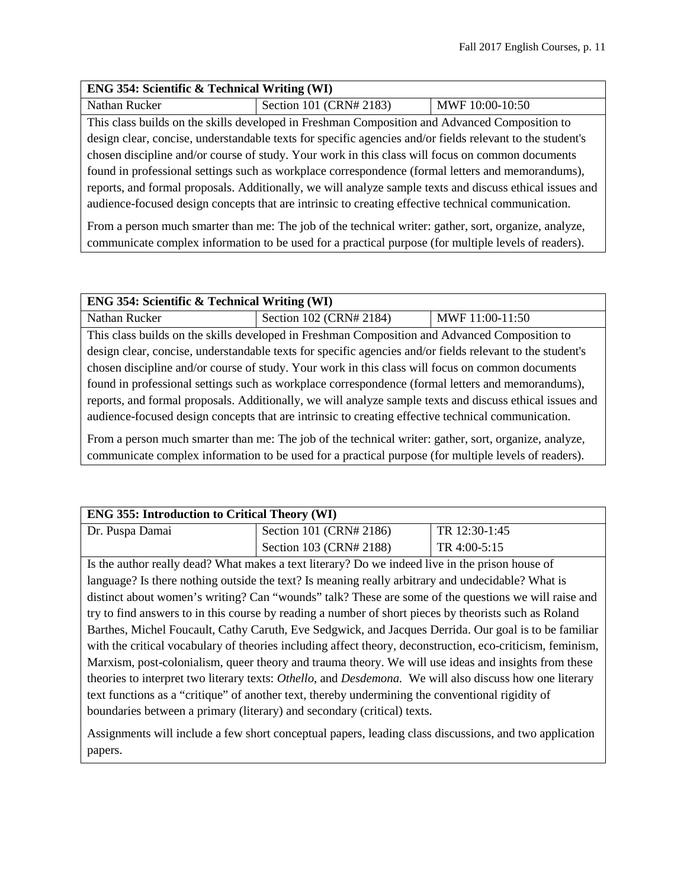| **ENG 354: Scientific & Technical Writing (WI)** | | |
|---|---|---|
| Nathan Rucker | Section 101 (CRN# 2183) | MWF 10:00-10:50 |

This class builds on the skills developed in Freshman Composition and Advanced Composition to design clear, concise, understandable texts for specific agencies and/or fields relevant to the student's chosen discipline and/or course of study. Your work in this class will focus on common documents found in professional settings such as workplace correspondence (formal letters and memorandums), reports, and formal proposals. Additionally, we will analyze sample texts and discuss ethical issues and audience-focused design concepts that are intrinsic to creating effective technical communication.

From a person much smarter than me: The job of the technical writer: gather, sort, organize, analyze, communicate complex information to be used for a practical purpose (for multiple levels of readers).

| **ENG 354: Scientific & Technical Writing (WI)** | | |
|---|---|---|
| Nathan Rucker | Section 102 (CRN# 2184) | MWF 11:00-11:50 |

This class builds on the skills developed in Freshman Composition and Advanced Composition to design clear, concise, understandable texts for specific agencies and/or fields relevant to the student's chosen discipline and/or course of study. Your work in this class will focus on common documents found in professional settings such as workplace correspondence (formal letters and memorandums), reports, and formal proposals. Additionally, we will analyze sample texts and discuss ethical issues and audience-focused design concepts that are intrinsic to creating effective technical communication.

From a person much smarter than me: The job of the technical writer: gather, sort, organize, analyze, communicate complex information to be used for a practical purpose (for multiple levels of readers).

| **ENG 355: Introduction to Critical Theory (WI)** | | |
|---|---|---|
| Dr. Puspa Damai | Section 101 (CRN# 2186) | TR 12:30-1:45 |
| | Section 103 (CRN# 2188) | TR 4:00-5:15 |

Is the author really dead? What makes a text literary? Do we indeed live in the prison house of language? Is there nothing outside the text? Is meaning really arbitrary and undecidable? What is distinct about women's writing? Can "wounds" talk? These are some of the questions we will raise and try to find answers to in this course by reading a number of short pieces by theorists such as Roland Barthes, Michel Foucault, Cathy Caruth, Eve Sedgwick, and Jacques Derrida. Our goal is to be familiar with the critical vocabulary of theories including affect theory, deconstruction, eco-criticism, feminism, Marxism, post-colonialism, queer theory and trauma theory. We will use ideas and insights from these theories to interpret two literary texts: *Othello*, and *Desdemona*. We will also discuss how one literary text functions as a "critique" of another text, thereby undermining the conventional rigidity of boundaries between a primary (literary) and secondary (critical) texts.

Assignments will include a few short conceptual papers, leading class discussions, and two application papers.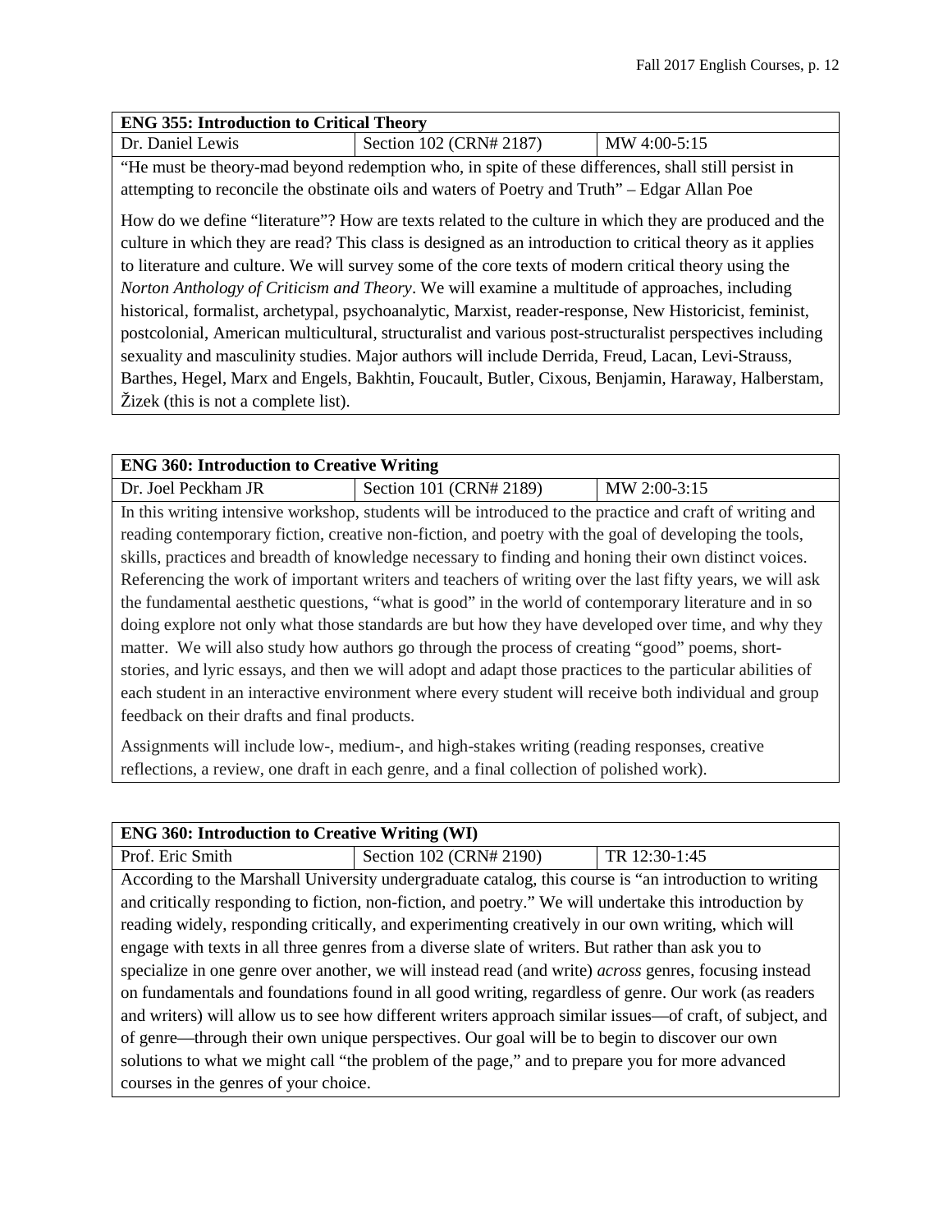| **ENG 355: Introduction to Critical Theory** | | |
|---|---|---|
| Dr. Daniel Lewis | Section 102 (CRN# 2187) | MW 4:00-5:15 |

"He must be theory-mad beyond redemption who, in spite of these differences, shall still persist in attempting to reconcile the obstinate oils and waters of Poetry and Truth" – Edgar Allan Poe

How do we define "literature"? How are texts related to the culture in which they are produced and the culture in which they are read? This class is designed as an introduction to critical theory as it applies to literature and culture. We will survey some of the core texts of modern critical theory using the *Norton Anthology of Criticism and Theory*. We will examine a multitude of approaches, including historical, formalist, archetypal, psychoanalytic, Marxist, reader-response, New Historicist, feminist, postcolonial, American multicultural, structuralist and various post-structuralist perspectives including sexuality and masculinity studies. Major authors will include Derrida, Freud, Lacan, Levi-Strauss, Barthes, Hegel, Marx and Engels, Bakhtin, Foucault, Butler, Cixous, Benjamin, Haraway, Halberstam, Žizek (this is not a complete list).

| **ENG 360: Introduction to Creative Writing** | | |
|---|---|---|
| Dr. Joel Peckham JR | Section 101 (CRN# 2189) | MW 2:00-3:15 |

In this writing intensive workshop, students will be introduced to the practice and craft of writing and reading contemporary fiction, creative non-fiction, and poetry with the goal of developing the tools, skills, practices and breadth of knowledge necessary to finding and honing their own distinct voices. Referencing the work of important writers and teachers of writing over the last fifty years, we will ask the fundamental aesthetic questions, "what is good" in the world of contemporary literature and in so doing explore not only what those standards are but how they have developed over time, and why they matter. We will also study how authors go through the process of creating "good" poems, short-stories, and lyric essays, and then we will adopt and adapt those practices to the particular abilities of each student in an interactive environment where every student will receive both individual and group feedback on their drafts and final products.

Assignments will include low-, medium-, and high-stakes writing (reading responses, creative reflections, a review, one draft in each genre, and a final collection of polished work).

| **ENG 360: Introduction to Creative Writing (WI)** | | |
|---|---|---|
| Prof. Eric Smith | Section 102 (CRN# 2190) | TR 12:30-1:45 |

According to the Marshall University undergraduate catalog, this course is "an introduction to writing and critically responding to fiction, non-fiction, and poetry." We will undertake this introduction by reading widely, responding critically, and experimenting creatively in our own writing, which will engage with texts in all three genres from a diverse slate of writers. But rather than ask you to specialize in one genre over another, we will instead read (and write) *across* genres, focusing instead on fundamentals and foundations found in all good writing, regardless of genre. Our work (as readers and writers) will allow us to see how different writers approach similar issues—of craft, of subject, and of genre—through their own unique perspectives. Our goal will be to begin to discover our own solutions to what we might call "the problem of the page," and to prepare you for more advanced courses in the genres of your choice.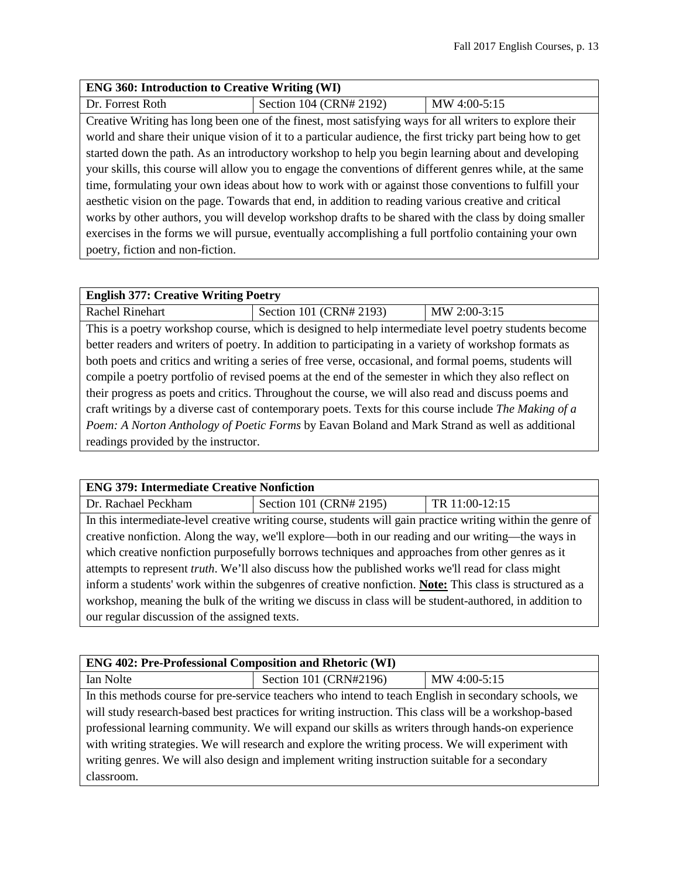| ENG 360: Introduction to Creative Writing (WI) | | |
|---|---|---|
| Dr. Forrest Roth | Section 104 (CRN# 2192) | MW 4:00-5:15 |

Creative Writing has long been one of the finest, most satisfying ways for all writers to explore their world and share their unique vision of it to a particular audience, the first tricky part being how to get started down the path. As an introductory workshop to help you begin learning about and developing your skills, this course will allow you to engage the conventions of different genres while, at the same time, formulating your own ideas about how to work with or against those conventions to fulfill your aesthetic vision on the page. Towards that end, in addition to reading various creative and critical works by other authors, you will develop workshop drafts to be shared with the class by doing smaller exercises in the forms we will pursue, eventually accomplishing a full portfolio containing your own poetry, fiction and non-fiction.

| English 377: Creative Writing Poetry | | |
|---|---|---|
| Rachel Rinehart | Section 101 (CRN# 2193) | MW 2:00-3:15 |

This is a poetry workshop course, which is designed to help intermediate level poetry students become better readers and writers of poetry. In addition to participating in a variety of workshop formats as both poets and critics and writing a series of free verse, occasional, and formal poems, students will compile a poetry portfolio of revised poems at the end of the semester in which they also reflect on their progress as poets and critics. Throughout the course, we will also read and discuss poems and craft writings by a diverse cast of contemporary poets. Texts for this course include *The Making of a Poem: A Norton Anthology of Poetic Forms* by Eavan Boland and Mark Strand as well as additional readings provided by the instructor.

| ENG 379: Intermediate Creative Nonfiction | | |
|---|---|---|
| Dr. Rachael Peckham | Section 101 (CRN# 2195) | TR 11:00-12:15 |

In this intermediate-level creative writing course, students will gain practice writing within the genre of creative nonfiction. Along the way, we'll explore—both in our reading and our writing—the ways in which creative nonfiction purposefully borrows techniques and approaches from other genres as it attempts to represent *truth*. We'll also discuss how the published works we'll read for class might inform a students' work within the subgenres of creative nonfiction. **Note:** This class is structured as a workshop, meaning the bulk of the writing we discuss in class will be student-authored, in addition to our regular discussion of the assigned texts.

| ENG 402: Pre-Professional Composition and Rhetoric (WI) | | |
|---|---|---|
| Ian Nolte | Section 101 (CRN#2196) | MW 4:00-5:15 |

In this methods course for pre-service teachers who intend to teach English in secondary schools, we will study research-based best practices for writing instruction. This class will be a workshop-based professional learning community. We will expand our skills as writers through hands-on experience with writing strategies. We will research and explore the writing process. We will experiment with writing genres. We will also design and implement writing instruction suitable for a secondary classroom.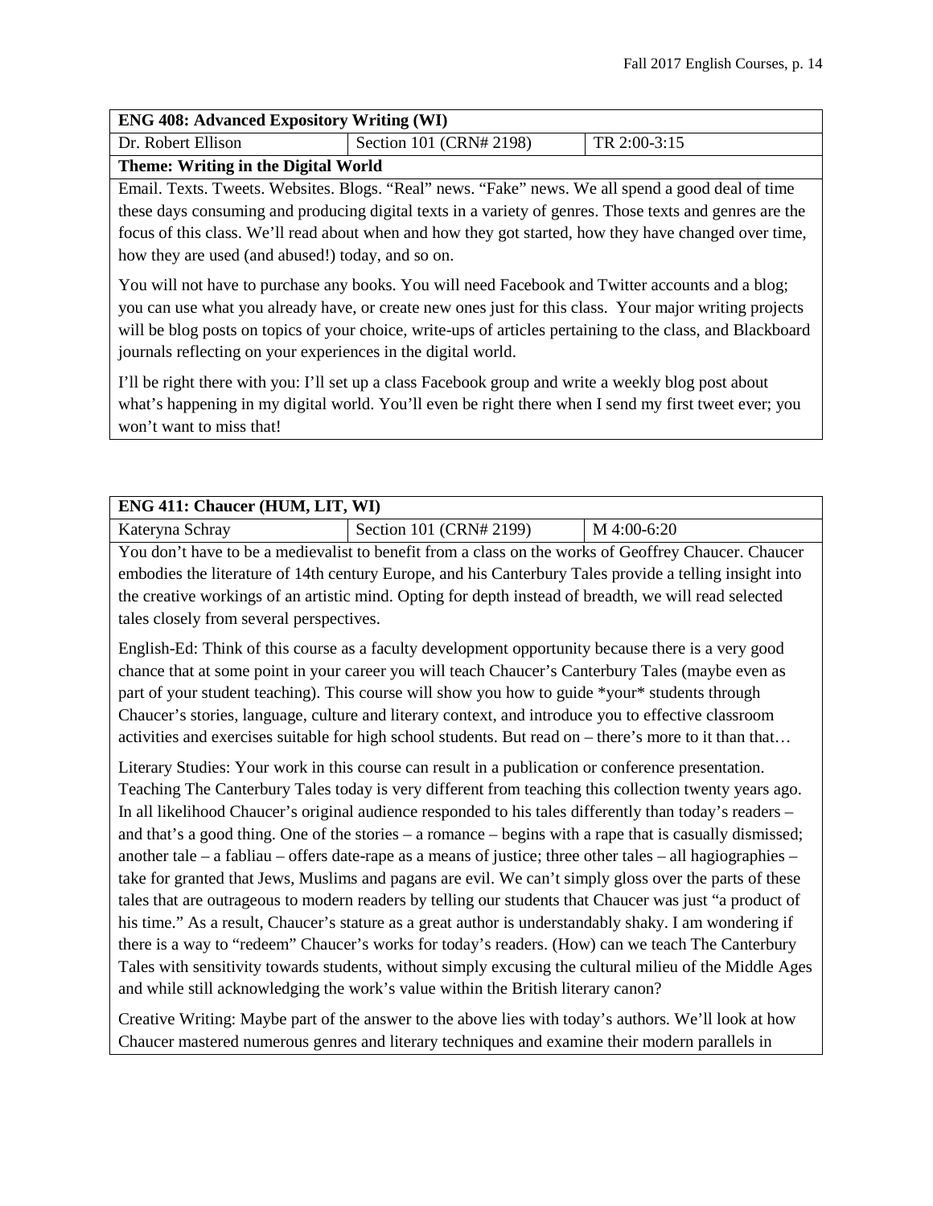| ENG 408: Advanced Expository Writing (WI) | | |
|---|---|---|
| Dr. Robert Ellison | Section 101 (CRN# 2198) | TR 2:00-3:15 |

**Theme: Writing in the Digital World**

Email. Texts. Tweets. Websites. Blogs. "Real" news. "Fake" news. We all spend a good deal of time these days consuming and producing digital texts in a variety of genres. Those texts and genres are the focus of this class. We'll read about when and how they got started, how they have changed over time, how they are used (and abused!) today, and so on.

You will not have to purchase any books. You will need Facebook and Twitter accounts and a blog; you can use what you already have, or create new ones just for this class. Your major writing projects will be blog posts on topics of your choice, write-ups of articles pertaining to the class, and Blackboard journals reflecting on your experiences in the digital world.

I'll be right there with you: I'll set up a class Facebook group and write a weekly blog post about what's happening in my digital world. You'll even be right there when I send my first tweet ever; you won't want to miss that!

| ENG 411: Chaucer (HUM, LIT, WI) | | |
|---|---|---|
| Kateryna Schray | Section 101 (CRN# 2199) | M 4:00-6:20 |

You don't have to be a medievalist to benefit from a class on the works of Geoffrey Chaucer. Chaucer embodies the literature of 14th century Europe, and his Canterbury Tales provide a telling insight into the creative workings of an artistic mind. Opting for depth instead of breadth, we will read selected tales closely from several perspectives.

English-Ed: Think of this course as a faculty development opportunity because there is a very good chance that at some point in your career you will teach Chaucer's Canterbury Tales (maybe even as part of your student teaching). This course will show you how to guide *your* students through Chaucer's stories, language, culture and literary context, and introduce you to effective classroom activities and exercises suitable for high school students. But read on – there's more to it than that…

Literary Studies: Your work in this course can result in a publication or conference presentation. Teaching The Canterbury Tales today is very different from teaching this collection twenty years ago. In all likelihood Chaucer's original audience responded to his tales differently than today's readers – and that's a good thing. One of the stories – a romance – begins with a rape that is casually dismissed; another tale – a fabliau – offers date-rape as a means of justice; three other tales – all hagiographies – take for granted that Jews, Muslims and pagans are evil. We can't simply gloss over the parts of these tales that are outrageous to modern readers by telling our students that Chaucer was just "a product of his time." As a result, Chaucer's stature as a great author is understandably shaky. I am wondering if there is a way to "redeem" Chaucer's works for today's readers. (How) can we teach The Canterbury Tales with sensitivity towards students, without simply excusing the cultural milieu of the Middle Ages and while still acknowledging the work's value within the British literary canon?

Creative Writing: Maybe part of the answer to the above lies with today's authors. We'll look at how Chaucer mastered numerous genres and literary techniques and examine their modern parallels in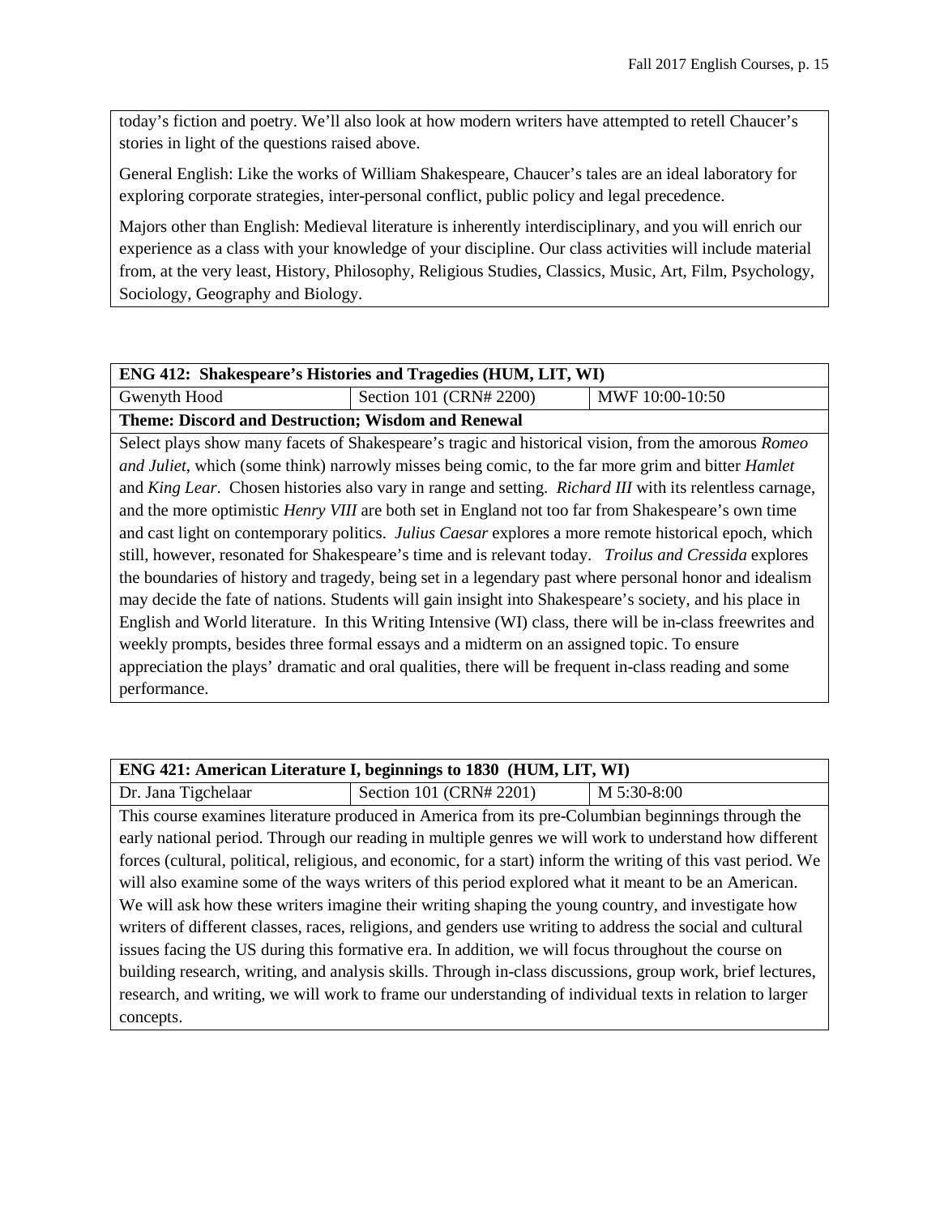today's fiction and poetry. We'll also look at how modern writers have attempted to retell Chaucer's stories in light of the questions raised above.

General English: Like the works of William Shakespeare, Chaucer's tales are an ideal laboratory for exploring corporate strategies, inter-personal conflict, public policy and legal precedence.

Majors other than English: Medieval literature is inherently interdisciplinary, and you will enrich our experience as a class with your knowledge of your discipline. Our class activities will include material from, at the very least, History, Philosophy, Religious Studies, Classics, Music, Art, Film, Psychology, Sociology, Geography and Biology.

| **ENG 412: Shakespeare's Histories and Tragedies (HUM, LIT, WI)** | | |
|---|---|---|
| Gwenyth Hood | Section 101 (CRN# 2200) | MWF 10:00-10:50 |

**Theme: Discord and Destruction; Wisdom and Renewal**

Select plays show many facets of Shakespeare's tragic and historical vision, from the amorous *Romeo and Juliet*, which (some think) narrowly misses being comic, to the far more grim and bitter *Hamlet* and *King Lear*. Chosen histories also vary in range and setting. *Richard III* with its relentless carnage, and the more optimistic *Henry VIII* are both set in England not too far from Shakespeare's own time and cast light on contemporary politics. *Julius Caesar* explores a more remote historical epoch, which still, however, resonated for Shakespeare's time and is relevant today. *Troilus and Cressida* explores the boundaries of history and tragedy, being set in a legendary past where personal honor and idealism may decide the fate of nations. Students will gain insight into Shakespeare's society, and his place in English and World literature. In this Writing Intensive (WI) class, there will be in-class freewrites and weekly prompts, besides three formal essays and a midterm on an assigned topic. To ensure appreciation the plays' dramatic and oral qualities, there will be frequent in-class reading and some performance.

| **ENG 421: American Literature I, beginnings to 1830 (HUM, LIT, WI)** | | |
|---|---|---|
| Dr. Jana Tigchelaar | Section 101 (CRN# 2201) | M 5:30-8:00 |

This course examines literature produced in America from its pre-Columbian beginnings through the early national period. Through our reading in multiple genres we will work to understand how different forces (cultural, political, religious, and economic, for a start) inform the writing of this vast period. We will also examine some of the ways writers of this period explored what it meant to be an American. We will ask how these writers imagine their writing shaping the young country, and investigate how writers of different classes, races, religions, and genders use writing to address the social and cultural issues facing the US during this formative era. In addition, we will focus throughout the course on building research, writing, and analysis skills. Through in-class discussions, group work, brief lectures, research, and writing, we will work to frame our understanding of individual texts in relation to larger concepts.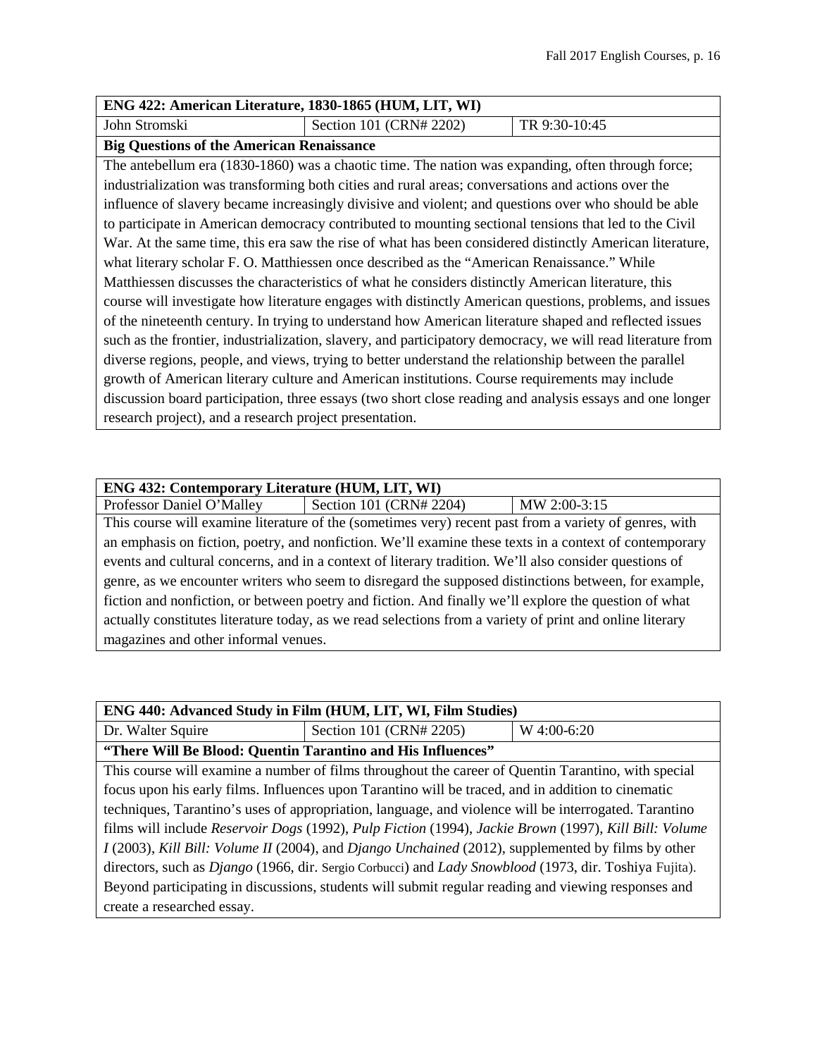| ENG 422: American Literature, 1830-1865 (HUM, LIT, WI) | | |
|---|---|---|
| John Stromski | Section 101 (CRN# 2202) | TR 9:30-10:45 |

**Big Questions of the American Renaissance**

The antebellum era (1830-1860) was a chaotic time. The nation was expanding, often through force; industrialization was transforming both cities and rural areas; conversations and actions over the influence of slavery became increasingly divisive and violent; and questions over who should be able to participate in American democracy contributed to mounting sectional tensions that led to the Civil War. At the same time, this era saw the rise of what has been considered distinctly American literature, what literary scholar F. O. Matthiessen once described as the "American Renaissance." While Matthiessen discusses the characteristics of what he considers distinctly American literature, this course will investigate how literature engages with distinctly American questions, problems, and issues of the nineteenth century. In trying to understand how American literature shaped and reflected issues such as the frontier, industrialization, slavery, and participatory democracy, we will read literature from diverse regions, people, and views, trying to better understand the relationship between the parallel growth of American literary culture and American institutions. Course requirements may include discussion board participation, three essays (two short close reading and analysis essays and one longer research project), and a research project presentation.

| ENG 432: Contemporary Literature (HUM, LIT, WI) | | |
|---|---|---|
| Professor Daniel O'Malley | Section 101 (CRN# 2204) | MW 2:00-3:15 |

This course will examine literature of the (sometimes very) recent past from a variety of genres, with an emphasis on fiction, poetry, and nonfiction. We'll examine these texts in a context of contemporary events and cultural concerns, and in a context of literary tradition. We'll also consider questions of genre, as we encounter writers who seem to disregard the supposed distinctions between, for example, fiction and nonfiction, or between poetry and fiction. And finally we'll explore the question of what actually constitutes literature today, as we read selections from a variety of print and online literary magazines and other informal venues.

| ENG 440: Advanced Study in Film (HUM, LIT, WI, Film Studies) | | |
|---|---|---|
| Dr. Walter Squire | Section 101 (CRN# 2205) | W 4:00-6:20 |

**"There Will Be Blood: Quentin Tarantino and His Influences"**

This course will examine a number of films throughout the career of Quentin Tarantino, with special focus upon his early films. Influences upon Tarantino will be traced, and in addition to cinematic techniques, Tarantino's uses of appropriation, language, and violence will be interrogated. Tarantino films will include *Reservoir Dogs* (1992), *Pulp Fiction* (1994), *Jackie Brown* (1997), *Kill Bill: Volume I* (2003), *Kill Bill: Volume II* (2004), and *Django Unchained* (2012), supplemented by films by other directors, such as *Django* (1966, dir. Sergio Corbucci) and *Lady Snowblood* (1973, dir. Toshiya Fujita). Beyond participating in discussions, students will submit regular reading and viewing responses and create a researched essay.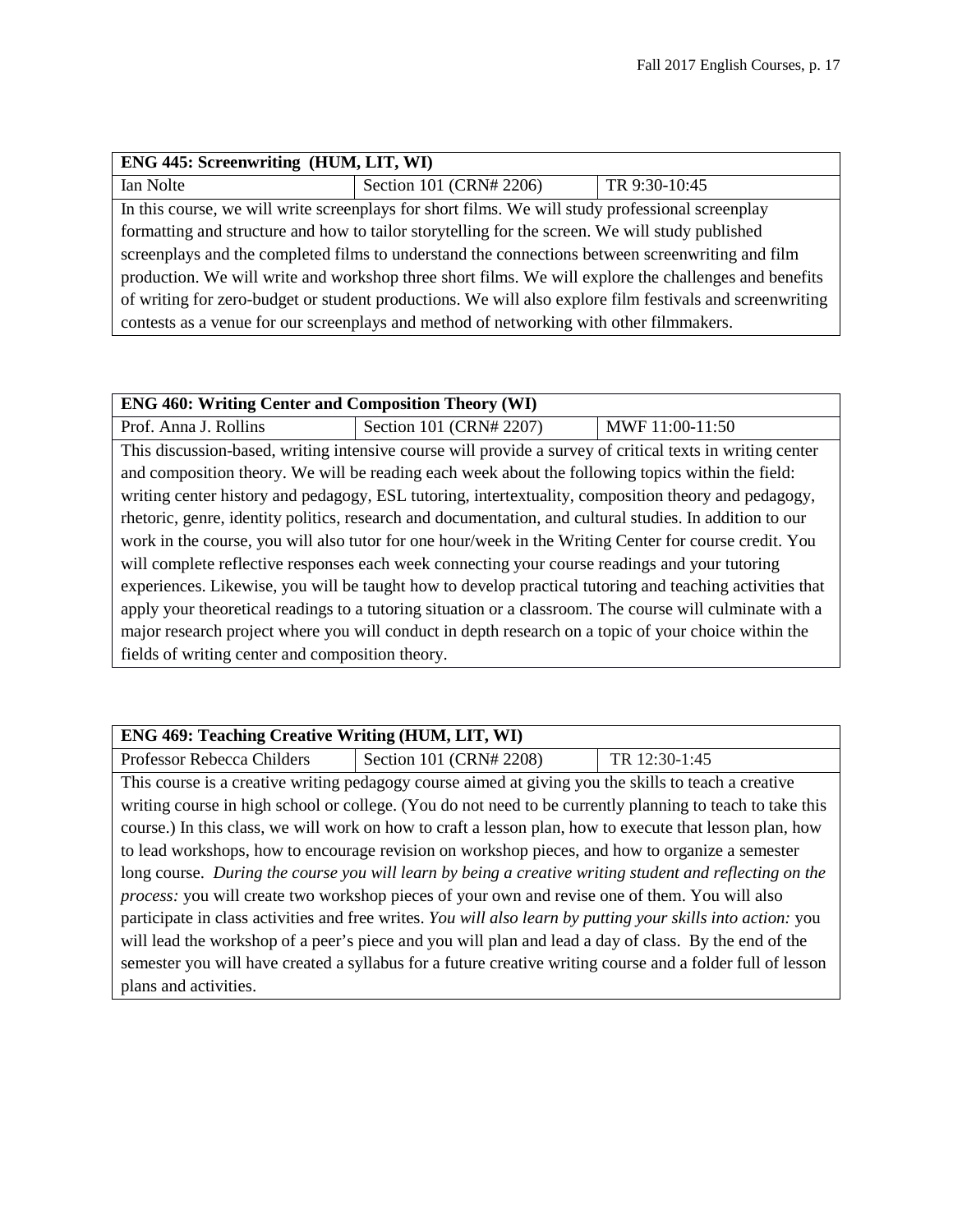| ENG 445: Screenwriting (HUM, LIT, WI) | | |
|---|---|---|
| Ian Nolte | Section 101 (CRN# 2206) | TR 9:30-10:45 |
| In this course, we will write screenplays for short films. We will study professional screenplay formatting and structure and how to tailor storytelling for the screen. We will study published screenplays and the completed films to understand the connections between screenwriting and film production. We will write and workshop three short films. We will explore the challenges and benefits of writing for zero-budget or student productions. We will also explore film festivals and screenwriting contests as a venue for our screenplays and method of networking with other filmmakers. | | |

| ENG 460: Writing Center and Composition Theory (WI) | | |
|---|---|---|
| Prof. Anna J. Rollins | Section 101 (CRN# 2207) | MWF 11:00-11:50 |
| This discussion-based, writing intensive course will provide a survey of critical texts in writing center and composition theory. We will be reading each week about the following topics within the field: writing center history and pedagogy, ESL tutoring, intertextuality, composition theory and pedagogy, rhetoric, genre, identity politics, research and documentation, and cultural studies. In addition to our work in the course, you will also tutor for one hour/week in the Writing Center for course credit. You will complete reflective responses each week connecting your course readings and your tutoring experiences. Likewise, you will be taught how to develop practical tutoring and teaching activities that apply your theoretical readings to a tutoring situation or a classroom. The course will culminate with a major research project where you will conduct in depth research on a topic of your choice within the fields of writing center and composition theory. | | |

| ENG 469: Teaching Creative Writing (HUM, LIT, WI) | | |
|---|---|---|
| Professor Rebecca Childers | Section 101 (CRN# 2208) | TR 12:30-1:45 |
| This course is a creative writing pedagogy course aimed at giving you the skills to teach a creative writing course in high school or college. (You do not need to be currently planning to teach to take this course.) In this class, we will work on how to craft a lesson plan, how to execute that lesson plan, how to lead workshops, how to encourage revision on workshop pieces, and how to organize a semester long course. *During the course you will learn by being a creative writing student and reflecting on the process:* you will create two workshop pieces of your own and revise one of them. You will also participate in class activities and free writes. *You will also learn by putting your skills into action:* you will lead the workshop of a peer's piece and you will plan and lead a day of class. By the end of the semester you will have created a syllabus for a future creative writing course and a folder full of lesson plans and activities. | | |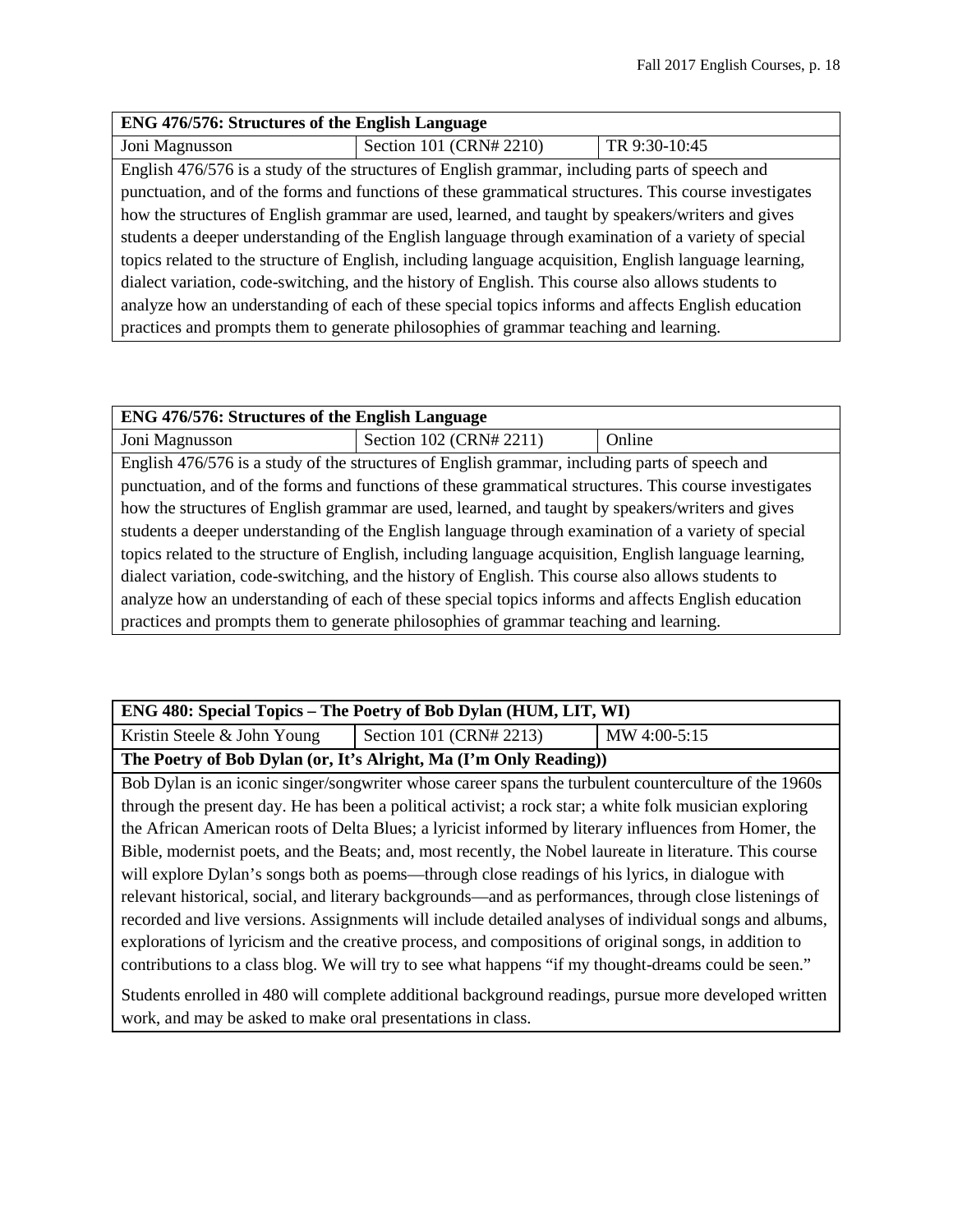| ENG 476/576: Structures of the English Language | | |
|---|---|---|
| Joni Magnusson | Section 101 (CRN# 2210) | TR 9:30-10:45 |

English 476/576 is a study of the structures of English grammar, including parts of speech and punctuation, and of the forms and functions of these grammatical structures. This course investigates how the structures of English grammar are used, learned, and taught by speakers/writers and gives students a deeper understanding of the English language through examination of a variety of special topics related to the structure of English, including language acquisition, English language learning, dialect variation, code-switching, and the history of English. This course also allows students to analyze how an understanding of each of these special topics informs and affects English education practices and prompts them to generate philosophies of grammar teaching and learning.

| ENG 476/576: Structures of the English Language | | |
|---|---|---|
| Joni Magnusson | Section 102 (CRN# 2211) | Online |

English 476/576 is a study of the structures of English grammar, including parts of speech and punctuation, and of the forms and functions of these grammatical structures. This course investigates how the structures of English grammar are used, learned, and taught by speakers/writers and gives students a deeper understanding of the English language through examination of a variety of special topics related to the structure of English, including language acquisition, English language learning, dialect variation, code-switching, and the history of English. This course also allows students to analyze how an understanding of each of these special topics informs and affects English education practices and prompts them to generate philosophies of grammar teaching and learning.

| ENG 480: Special Topics – The Poetry of Bob Dylan (HUM, LIT, WI) | | |
|---|---|---|
| Kristin Steele & John Young | Section 101 (CRN# 2213) | MW 4:00-5:15 |

**The Poetry of Bob Dylan (or, It's Alright, Ma (I'm Only Reading))**

Bob Dylan is an iconic singer/songwriter whose career spans the turbulent counterculture of the 1960s through the present day. He has been a political activist; a rock star; a white folk musician exploring the African American roots of Delta Blues; a lyricist informed by literary influences from Homer, the Bible, modernist poets, and the Beats; and, most recently, the Nobel laureate in literature. This course will explore Dylan's songs both as poems—through close readings of his lyrics, in dialogue with relevant historical, social, and literary backgrounds—and as performances, through close listenings of recorded and live versions. Assignments will include detailed analyses of individual songs and albums, explorations of lyricism and the creative process, and compositions of original songs, in addition to contributions to a class blog. We will try to see what happens "if my thought-dreams could be seen."

Students enrolled in 480 will complete additional background readings, pursue more developed written work, and may be asked to make oral presentations in class.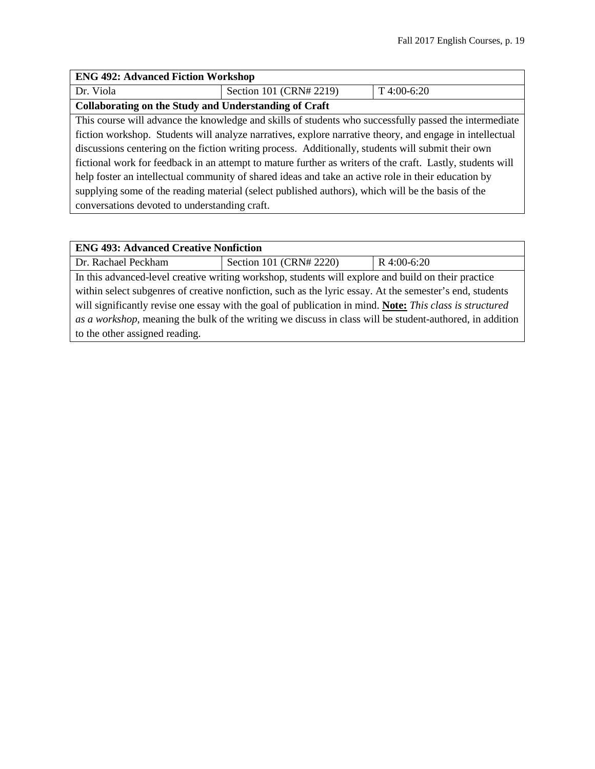| ENG 492: Advanced Fiction Workshop | | |
| --- | --- | --- |
| Dr. Viola | Section 101 (CRN# 2219) | T 4:00-6:20 |

**Collaborating on the Study and Understanding of Craft**

This course will advance the knowledge and skills of students who successfully passed the intermediate fiction workshop. Students will analyze narratives, explore narrative theory, and engage in intellectual discussions centering on the fiction writing process. Additionally, students will submit their own fictional work for feedback in an attempt to mature further as writers of the craft. Lastly, students will help foster an intellectual community of shared ideas and take an active role in their education by supplying some of the reading material (select published authors), which will be the basis of the conversations devoted to understanding craft.

| ENG 493: Advanced Creative Nonfiction | | |
| --- | --- | --- |
| Dr. Rachael Peckham | Section 101 (CRN# 2220) | R 4:00-6:20 |

In this advanced-level creative writing workshop, students will explore and build on their practice within select subgenres of creative nonfiction, such as the lyric essay. At the semester's end, students will significantly revise one essay with the goal of publication in mind. **Note:** *This class is structured as a workshop*, meaning the bulk of the writing we discuss in class will be student-authored, in addition to the other assigned reading.